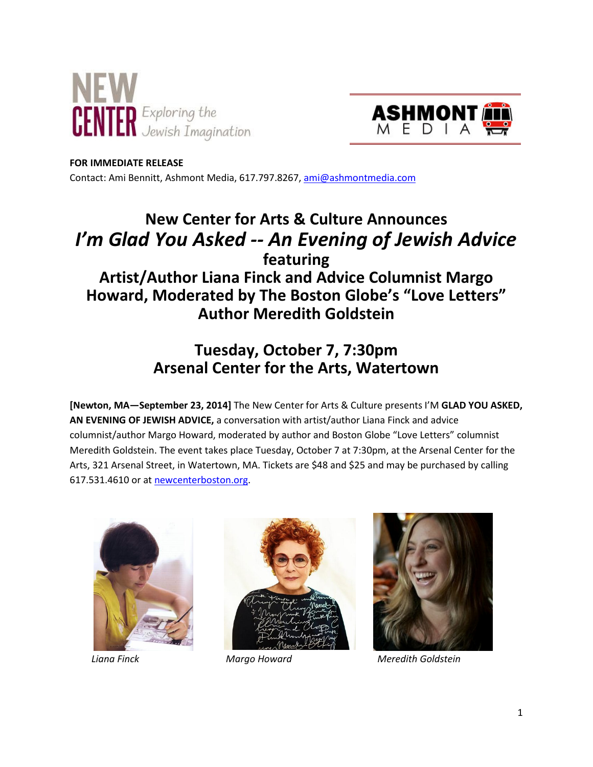**FOR IMMEDIATE RELEASE**
Contact: Ami Bennitt, Ashmont Media, 617.797.8267, ami@ashmontmedia.com

# New Center for Arts & Culture Announces *I'm Glad You Asked -- An Evening of Jewish Advice* featuring Artist/Author Liana Finck and Advice Columnist Margo Howard, Moderated by The Boston Globe's "Love Letters" Author Meredith Goldstein

## Tuesday, October 7, 7:30pm
## Arsenal Center for the Arts, Watertown

**[Newton, MA—September 23, 2014]** The New Center for Arts & Culture presents I'M **GLAD YOU ASKED, AN EVENING OF JEWISH ADVICE,** a conversation with artist/author Liana Finck and advice columnist/author Margo Howard, moderated by author and Boston Globe "Love Letters" columnist Meredith Goldstein. The event takes place Tuesday, October 7 at 7:30pm, at the Arsenal Center for the Arts, 321 Arsenal Street, in Watertown, MA. Tickets are $48 and $25 and may be purchased by calling 617.531.4610 or at newcenterboston.org.

*Liana Finck* *Margo Howard* *Meredith Goldstein*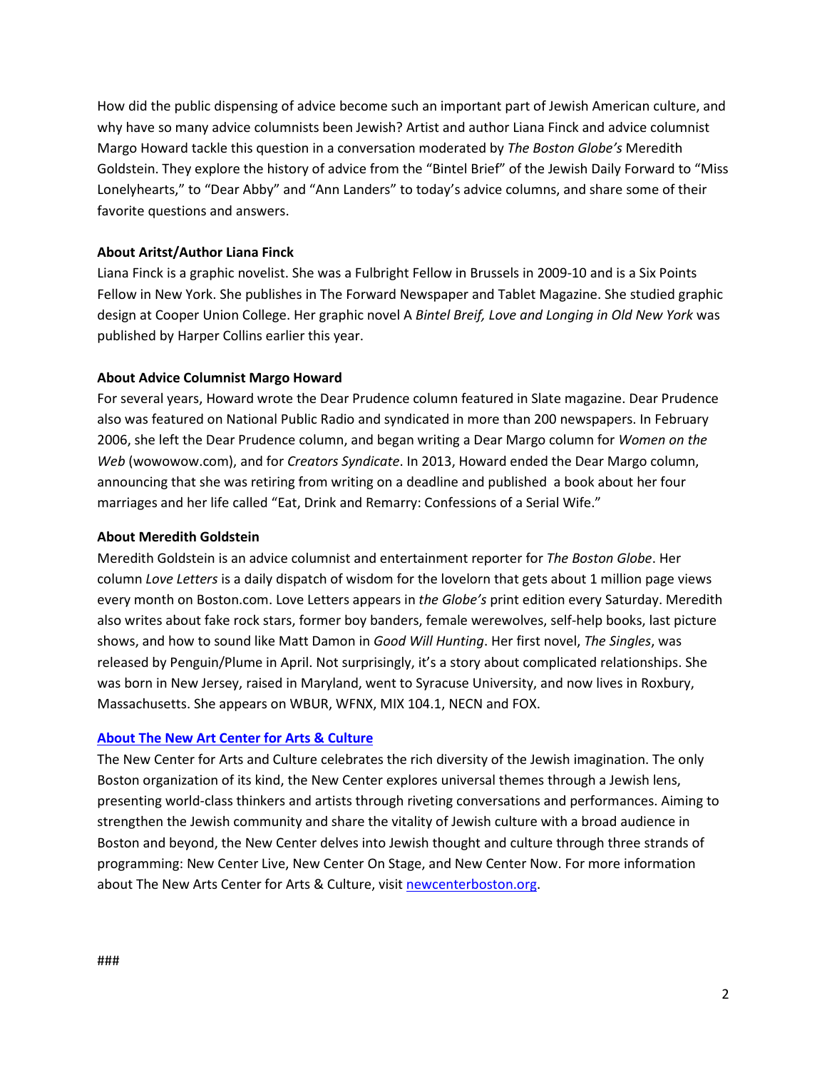How did the public dispensing of advice become such an important part of Jewish American culture, and why have so many advice columnists been Jewish? Artist and author Liana Finck and advice columnist Margo Howard tackle this question in a conversation moderated by *The Boston Globe's* Meredith Goldstein. They explore the history of advice from the "Bintel Brief" of the Jewish Daily Forward to "Miss Lonelyhearts," to "Dear Abby" and "Ann Landers" to today's advice columns, and share some of their favorite questions and answers.

**About Aritst/Author Liana Finck**

Liana Finck is a graphic novelist. She was a Fulbright Fellow in Brussels in 2009-10 and is a Six Points Fellow in New York. She publishes in The Forward Newspaper and Tablet Magazine. She studied graphic design at Cooper Union College. Her graphic novel A *Bintel Breif, Love and Longing in Old New York* was published by Harper Collins earlier this year.

**About Advice Columnist Margo Howard**

For several years, Howard wrote the Dear Prudence column featured in Slate magazine. Dear Prudence also was featured on National Public Radio and syndicated in more than 200 newspapers. In February 2006, she left the Dear Prudence column, and began writing a Dear Margo column for *Women on the Web* (wowowow.com), and for *Creators Syndicate*. In 2013, Howard ended the Dear Margo column, announcing that she was retiring from writing on a deadline and published a book about her four marriages and her life called "Eat, Drink and Remarry: Confessions of a Serial Wife."

**About Meredith Goldstein**

Meredith Goldstein is an advice columnist and entertainment reporter for *The Boston Globe*. Her column *Love Letters* is a daily dispatch of wisdom for the lovelorn that gets about 1 million page views every month on Boston.com. Love Letters appears in *the Globe's* print edition every Saturday. Meredith also writes about fake rock stars, former boy banders, female werewolves, self-help books, last picture shows, and how to sound like Matt Damon in *Good Will Hunting*. Her first novel, *The Singles*, was released by Penguin/Plume in April. Not surprisingly, it's a story about complicated relationships. She was born in New Jersey, raised in Maryland, went to Syracuse University, and now lives in Roxbury, Massachusetts. She appears on WBUR, WFNX, MIX 104.1, NECN and FOX.

**About The New Art Center for Arts & Culture**

The New Center for Arts and Culture celebrates the rich diversity of the Jewish imagination. The only Boston organization of its kind, the New Center explores universal themes through a Jewish lens, presenting world-class thinkers and artists through riveting conversations and performances. Aiming to strengthen the Jewish community and share the vitality of Jewish culture with a broad audience in Boston and beyond, the New Center delves into Jewish thought and culture through three strands of programming: New Center Live, New Center On Stage, and New Center Now. For more information about The New Arts Center for Arts & Culture, visit newcenterboston.org.

###